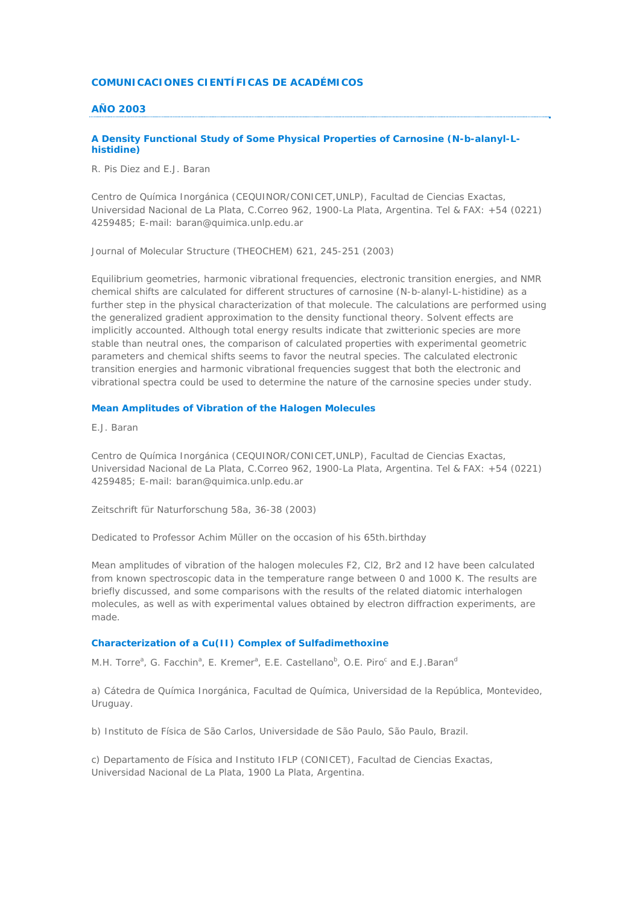# COMUNICACIONES CIENTÍFICAS DE ACADÉMICOS

## AÑO 2003

### A Density Functional Study of Some Physical Properties of Carnosine (N-b-alanyl-L-histidine)

R. Pis Diez and E.J. Baran

Centro de Química Inorgánica (CEQUINOR/CONICET,UNLP), Facultad de Ciencias Exactas, Universidad Nacional de La Plata, C.Correo 962, 1900-La Plata, Argentina. Tel & FAX: +54 (0221) 4259485; E-mail: baran@quimica.unlp.edu.ar

Journal of Molecular Structure (THEOCHEM) 621, 245-251 (2003)

Equilibrium geometries, harmonic vibrational frequencies, electronic transition energies, and NMR chemical shifts are calculated for different structures of carnosine (N-b-alanyl-L-histidine) as a further step in the physical characterization of that molecule. The calculations are performed using the generalized gradient approximation to the density functional theory. Solvent effects are implicitly accounted. Although total energy results indicate that zwitterionic species are more stable than neutral ones, the comparison of calculated properties with experimental geometric parameters and chemical shifts seems to favor the neutral species. The calculated electronic transition energies and harmonic vibrational frequencies suggest that both the electronic and vibrational spectra could be used to determine the nature of the carnosine species under study.

### Mean Amplitudes of Vibration of the Halogen Molecules

E.J. Baran

Centro de Química Inorgánica (CEQUINOR/CONICET,UNLP), Facultad de Ciencias Exactas, Universidad Nacional de La Plata, C.Correo 962, 1900-La Plata, Argentina. Tel & FAX: +54 (0221) 4259485; E-mail: baran@quimica.unlp.edu.ar

Zeitschrift für Naturforschung 58a, 36-38 (2003)

Dedicated to Professor Achim Müller on the occasion of his 65th.birthday

Mean amplitudes of vibration of the halogen molecules $F_2$, $Cl_2$, $Br_2$ and $I_2$ have been calculated from known spectroscopic data in the temperature range between 0 and 1000 K. The results are briefly discussed, and some comparisons with the results of the related diatomic interhalogen molecules, as well as with experimental values obtained by electron diffraction experiments, are made.

### Characterization of a Cu(II) Complex of Sulfadimethoxine

M.H. Torre[a], G. Facchin[a], E. Kremer[a], E.E. Castellano[b], O.E. Piro[c] and E.J.Baran[d]

a) Cátedra de Química Inorgánica, Facultad de Química, Universidad de la República, Montevideo, Uruguay.

b) Instituto de Física de São Carlos, Universidade de São Paulo, São Paulo, Brazil.

c) Departamento de Física and Instituto IFLP (CONICET), Facultad de Ciencias Exactas, Universidad Nacional de La Plata, 1900 La Plata, Argentina.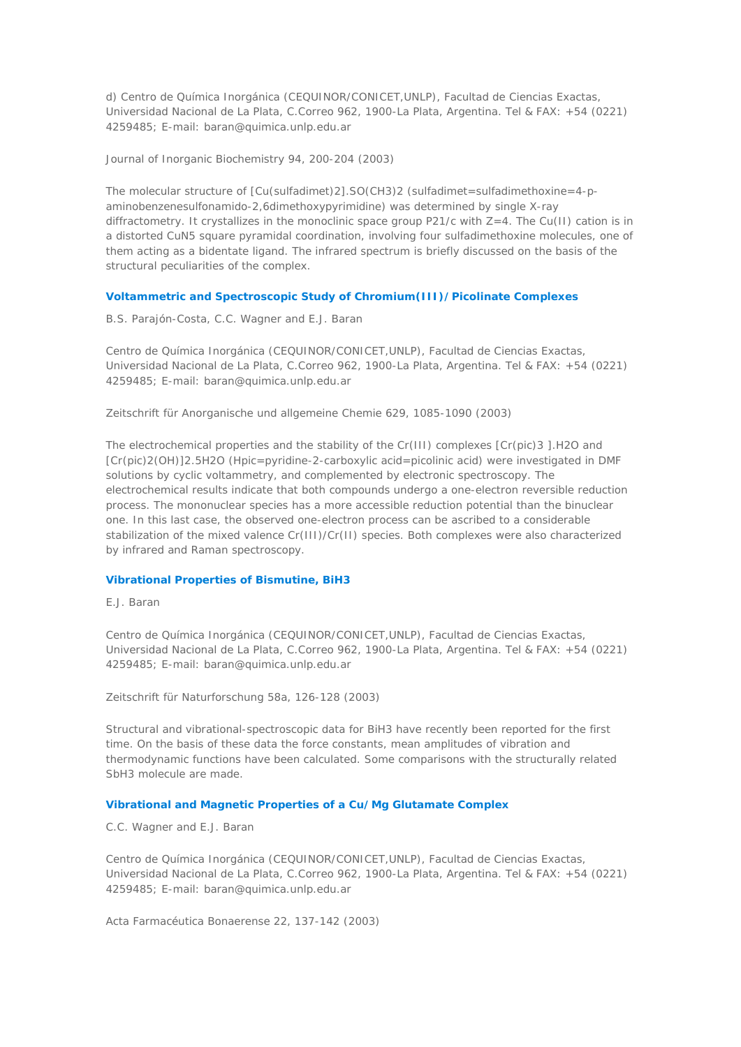d) Centro de Química Inorgánica (CEQUINOR/CONICET,UNLP), Facultad de Ciencias Exactas, Universidad Nacional de La Plata, C.Correo 962, 1900-La Plata, Argentina. Tel & FAX: +54 (0221) 4259485; E-mail: baran@quimica.unlp.edu.ar

Journal of Inorganic Biochemistry 94, 200-204 (2003)

The molecular structure of [Cu(sulfadimet)2].SO$(CH_3)_2$ (sulfadimet=sulfadimethoxine=4-p-aminobenzenesulfonamido-2,6dimethoxypyrimidine) was determined by single X-ray diffractometry. It crystallizes in the monoclinic space group $P2_1/c$ with Z=4. The Cu(II) cation is in a distorted $CuN_5$ square pyramidal coordination, involving four sulfadimethoxine molecules, one of them acting as a bidentate ligand. The infrared spectrum is briefly discussed on the basis of the structural peculiarities of the complex.

### Voltammetric and Spectroscopic Study of Chromium(III)/Picolinate Complexes

B.S. Parajón-Costa, C.C. Wagner and E.J. Baran

Centro de Química Inorgánica (CEQUINOR/CONICET,UNLP), Facultad de Ciencias Exactas, Universidad Nacional de La Plata, C.Correo 962, 1900-La Plata, Argentina. Tel & FAX: +54 (0221) 4259485; E-mail: baran@quimica.unlp.edu.ar

Zeitschrift für Anorganische und allgemeine Chemie 629, 1085-1090 (2003)

The electrochemical properties and the stability of the Cr(III) complexes $[Cr(pic)_3].H_2O$ and $[Cr(pic)_2(OH)]_2.5H_2O$ (Hpic=pyridine-2-carboxylic acid=picolinic acid) were investigated in DMF solutions by cyclic voltammetry, and complemented by electronic spectroscopy. The electrochemical results indicate that both compounds undergo a one-electron reversible reduction process. The mononuclear species has a more accessible reduction potential than the binuclear one. In this last case, the observed one-electron process can be ascribed to a considerable stabilization of the mixed valence Cr(III)/Cr(II) species. Both complexes were also characterized by infrared and Raman spectroscopy.

### Vibrational Properties of Bismutine, $BiH_3$

E.J. Baran

Centro de Química Inorgánica (CEQUINOR/CONICET,UNLP), Facultad de Ciencias Exactas, Universidad Nacional de La Plata, C.Correo 962, 1900-La Plata, Argentina. Tel & FAX: +54 (0221) 4259485; E-mail: baran@quimica.unlp.edu.ar

Zeitschrift für Naturforschung 58a, 126-128 (2003)

Structural and vibrational-spectroscopic data for $BiH_3$ have recently been reported for the first time. On the basis of these data the force constants, mean amplitudes of vibration and thermodynamic functions have been calculated. Some comparisons with the structurally related $SbH_3$ molecule are made.

### Vibrational and Magnetic Properties of a Cu/Mg Glutamate Complex

C.C. Wagner and E.J. Baran

Centro de Química Inorgánica (CEQUINOR/CONICET,UNLP), Facultad de Ciencias Exactas, Universidad Nacional de La Plata, C.Correo 962, 1900-La Plata, Argentina. Tel & FAX: +54 (0221) 4259485; E-mail: baran@quimica.unlp.edu.ar

Acta Farmacéutica Bonaerense 22, 137-142 (2003)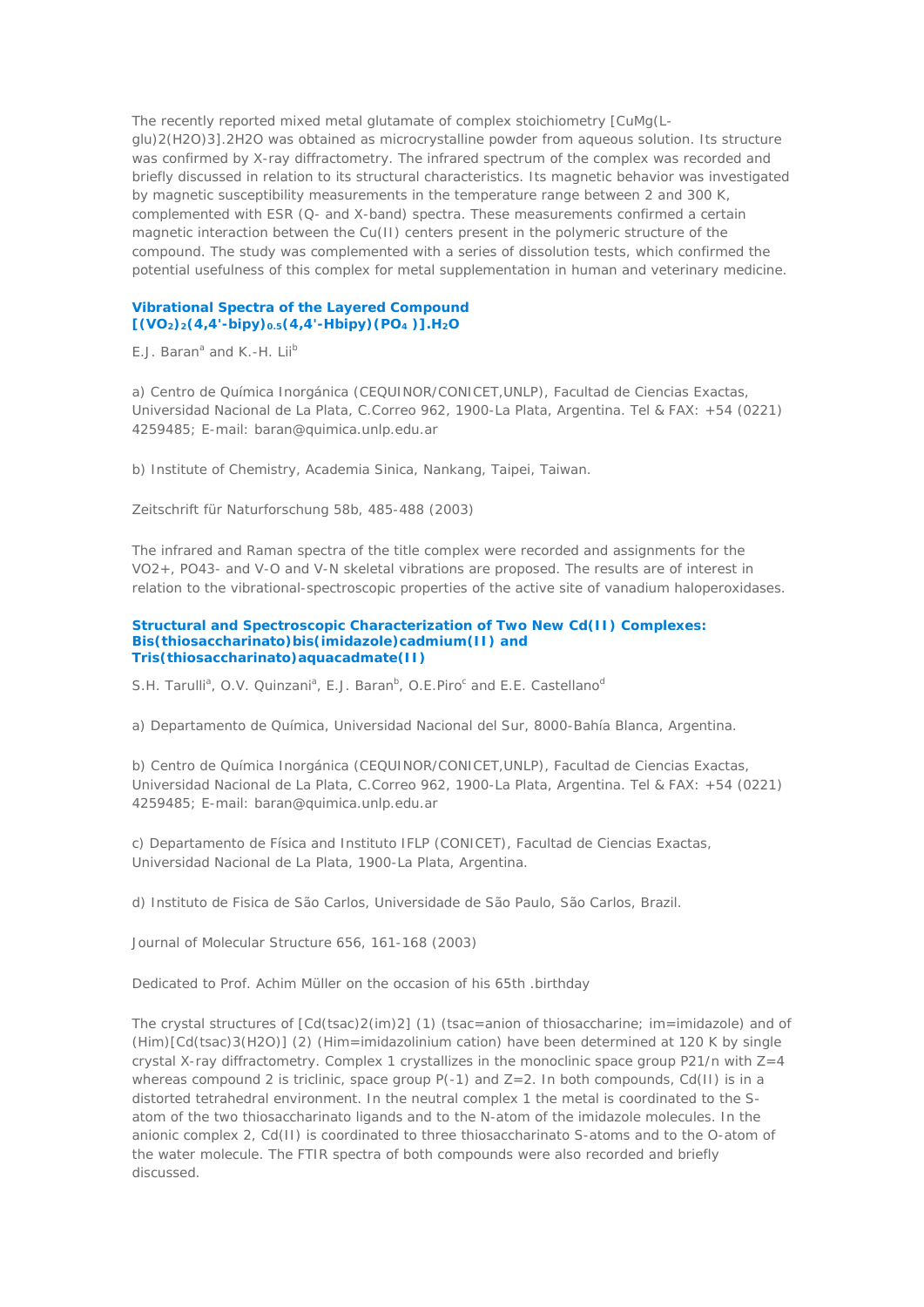The recently reported mixed metal glutamate of complex stoichiometry [CuMg(L-glu)2(H2O)3].2H2O was obtained as microcrystalline powder from aqueous solution. Its structure was confirmed by X-ray diffractometry. The infrared spectrum of the complex was recorded and briefly discussed in relation to its structural characteristics. Its magnetic behavior was investigated by magnetic susceptibility measurements in the temperature range between 2 and 300 K, complemented with ESR (Q- and X-band) spectra. These measurements confirmed a certain magnetic interaction between the Cu(II) centers present in the polymeric structure of the compound. The study was complemented with a series of dissolution tests, which confirmed the potential usefulness of this complex for metal supplementation in human and veterinary medicine.

### Vibrational Spectra of the Layered Compound $[(VO_2)_2(4,4'\text{-bipy})_{0.5}(4,4'\text{-Hbipy})(PO_4)].H_2O$

E.J. Baran[a] and K.-H. Lii[b]

a) Centro de Química Inorgánica (CEQUINOR/CONICET,UNLP), Facultad de Ciencias Exactas, Universidad Nacional de La Plata, C.Correo 962, 1900-La Plata, Argentina. Tel & FAX: +54 (0221) 4259485; E-mail: baran@quimica.unlp.edu.ar

b) Institute of Chemistry, Academia Sinica, Nankang, Taipei, Taiwan.

Zeitschrift für Naturforschung 58b, 485-488 (2003)

The infrared and Raman spectra of the title complex were recorded and assignments for the VO2+, PO43- and V-O and V-N skeletal vibrations are proposed. The results are of interest in relation to the vibrational-spectroscopic properties of the active site of vanadium haloperoxidases.

### Structural and Spectroscopic Characterization of Two New Cd(II) Complexes: Bis(thiosaccharinato)bis(imidazole)cadmium(II) and Tris(thiosaccharinato)aquacadmate(II)

S.H. Tarulli[a], O.V. Quinzani[a], E.J. Baran[b], O.E.Piro[c] and E.E. Castellano[d]

a) Departamento de Química, Universidad Nacional del Sur, 8000-Bahía Blanca, Argentina.

b) Centro de Química Inorgánica (CEQUINOR/CONICET,UNLP), Facultad de Ciencias Exactas, Universidad Nacional de La Plata, C.Correo 962, 1900-La Plata, Argentina. Tel & FAX: +54 (0221) 4259485; E-mail: baran@quimica.unlp.edu.ar

c) Departamento de Física and Instituto IFLP (CONICET), Facultad de Ciencias Exactas, Universidad Nacional de La Plata, 1900-La Plata, Argentina.

d) Instituto de Fisica de São Carlos, Universidade de São Paulo, São Carlos, Brazil.

Journal of Molecular Structure 656, 161-168 (2003)

Dedicated to Prof. Achim Müller on the occasion of his 65th .birthday

The crystal structures of [Cd(tsac)2(im)2] (1) (tsac=anion of thiosaccharine; im=imidazole) and of (Him)[Cd(tsac)3(H2O)] (2) (Him=imidazolinium cation) have been determined at 120 K by single crystal X-ray diffractometry. Complex 1 crystallizes in the monoclinic space group P21/n with Z=4 whereas compound 2 is triclinic, space group P(-1) and Z=2. In both compounds, Cd(II) is in a distorted tetrahedral environment. In the neutral complex 1 the metal is coordinated to the S-atom of the two thiosaccharinato ligands and to the N-atom of the imidazole molecules. In the anionic complex 2, Cd(II) is coordinated to three thiosaccharinato S-atoms and to the O-atom of the water molecule. The FTIR spectra of both compounds were also recorded and briefly discussed.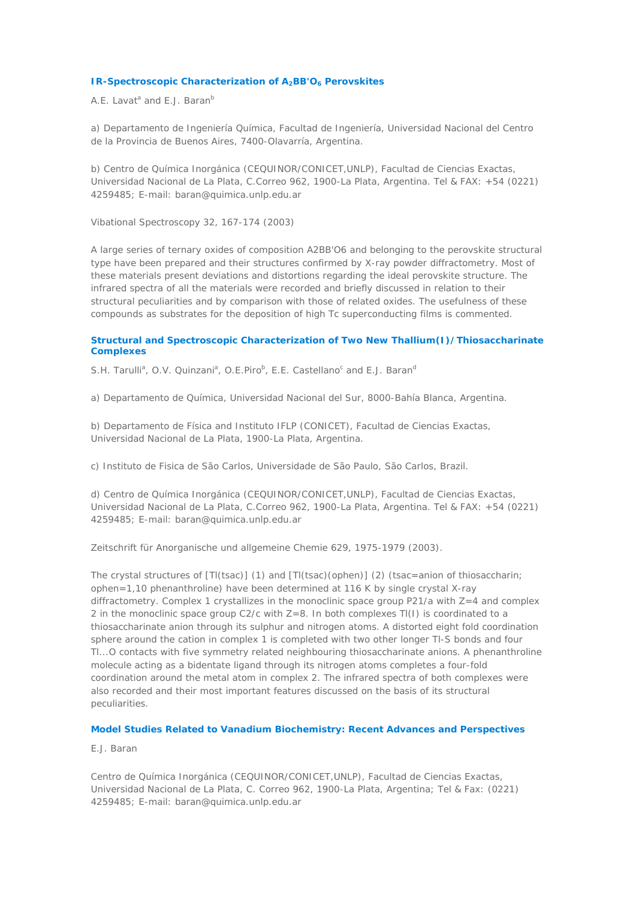### IR-Spectroscopic Characterization of $A_2BB'O_6$ Perovskites

A.E. Lavat[a] and E.J. Baran[b]

a) Departamento de Ingeniería Química, Facultad de Ingeniería, Universidad Nacional del Centro de la Provincia de Buenos Aires, 7400-Olavarría, Argentina.

b) Centro de Química Inorgánica (CEQUINOR/CONICET,UNLP), Facultad de Ciencias Exactas, Universidad Nacional de La Plata, C.Correo 962, 1900-La Plata, Argentina. Tel & FAX: +54 (0221) 4259485; E-mail: baran@quimica.unlp.edu.ar

Vibrational Spectroscopy 32, 167-174 (2003)

A large series of ternary oxides of composition A2BB'O6 and belonging to the perovskite structural type have been prepared and their structures confirmed by X-ray powder diffractometry. Most of these materials present deviations and distortions regarding the ideal perovskite structure. The infrared spectra of all the materials were recorded and briefly discussed in relation to their structural peculiarities and by comparison with those of related oxides. The usefulness of these compounds as substrates for the deposition of high Tc superconducting films is commented.

### Structural and Spectroscopic Characterization of Two New Thallium(I)/Thiosaccharinate Complexes

S.H. Tarulli[a], O.V. Quinzani[a], O.E.Piro[b], E.E. Castellano[c] and E.J. Baran[d]

a) Departamento de Química, Universidad Nacional del Sur, 8000-Bahía Blanca, Argentina.

b) Departamento de Física and Instituto IFLP (CONICET), Facultad de Ciencias Exactas, Universidad Nacional de La Plata, 1900-La Plata, Argentina.

c) Instituto de Fisica de São Carlos, Universidade de São Paulo, São Carlos, Brazil.

d) Centro de Química Inorgánica (CEQUINOR/CONICET,UNLP), Facultad de Ciencias Exactas, Universidad Nacional de La Plata, C.Correo 962, 1900-La Plata, Argentina. Tel & FAX: +54 (0221) 4259485; E-mail: baran@quimica.unlp.edu.ar

Zeitschrift für Anorganische und allgemeine Chemie 629, 1975-1979 (2003).

The crystal structures of [Tl(tsac)] (1) and [Tl(tsac)(ophen)] (2) (tsac=anion of thiosaccharin; ophen=1,10 phenanthroline) have been determined at 116 K by single crystal X-ray diffractometry. Complex 1 crystallizes in the monoclinic space group P21/a with Z=4 and complex 2 in the monoclinic space group C2/c with Z=8. In both complexes Tl(I) is coordinated to a thiosaccharinate anion through its sulphur and nitrogen atoms. A distorted eight fold coordination sphere around the cation in complex 1 is completed with two other longer Tl-S bonds and four Tl...O contacts with five symmetry related neighbouring thiosaccharinate anions. A phenanthroline molecule acting as a bidentate ligand through its nitrogen atoms completes a four-fold coordination around the metal atom in complex 2. The infrared spectra of both complexes were also recorded and their most important features discussed on the basis of its structural peculiarities.

### Model Studies Related to Vanadium Biochemistry: Recent Advances and Perspectives

E.J. Baran

Centro de Química Inorgánica (CEQUINOR/CONICET,UNLP), Facultad de Ciencias Exactas, Universidad Nacional de La Plata, C. Correo 962, 1900-La Plata, Argentina; Tel & Fax: (0221) 4259485; E-mail: baran@quimica.unlp.edu.ar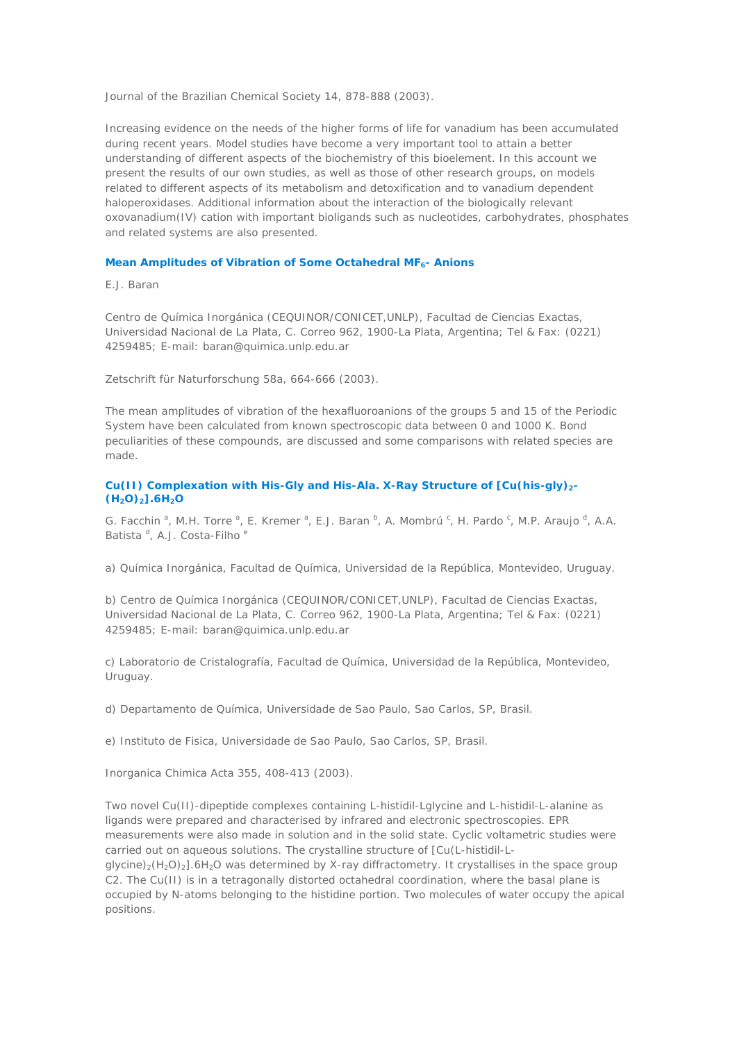Journal of the Brazilian Chemical Society 14, 878-888 (2003).

Increasing evidence on the needs of the higher forms of life for vanadium has been accumulated during recent years. Model studies have become a very important tool to attain a better understanding of different aspects of the biochemistry of this bioelement. In this account we present the results of our own studies, as well as those of other research groups, on models related to different aspects of its metabolism and detoxification and to vanadium dependent haloperoxidases. Additional information about the interaction of the biologically relevant oxovanadium(IV) cation with important bioligands such as nucleotides, carbohydrates, phosphates and related systems are also presented.

### Mean Amplitudes of Vibration of Some Octahedral $MF_6$- Anions

E.J. Baran

Centro de Química Inorgánica (CEQUINOR/CONICET,UNLP), Facultad de Ciencias Exactas, Universidad Nacional de La Plata, C. Correo 962, 1900-La Plata, Argentina; Tel & Fax: (0221) 4259485; E-mail: baran@quimica.unlp.edu.ar

Zetschrift für Naturforschung 58a, 664-666 (2003).

The mean amplitudes of vibration of the hexafluoroanions of the groups 5 and 15 of the Periodic System have been calculated from known spectroscopic data between 0 and 1000 K. Bond peculiarities of these compounds, are discussed and some comparisons with related species are made.

### Cu(II) Complexation with His-Gly and His-Ala. X-Ray Structure of $[Cu(his\text{-}gly)_2\text{-}(H_2O)_2].6H_2O$

G. Facchin [a], M.H. Torre [a], E. Kremer [a], E.J. Baran [b], A. Mombrú [c], H. Pardo [c], M.P. Araujo [d], A.A. Batista [d], A.J. Costa-Filho [e]

a) Química Inorgánica, Facultad de Química, Universidad de la República, Montevideo, Uruguay.

b) Centro de Química Inorgánica (CEQUINOR/CONICET,UNLP), Facultad de Ciencias Exactas, Universidad Nacional de La Plata, C. Correo 962, 1900-La Plata, Argentina; Tel & Fax: (0221) 4259485; E-mail: baran@quimica.unlp.edu.ar

c) Laboratorio de Cristalografía, Facultad de Química, Universidad de la República, Montevideo, Uruguay.

d) Departamento de Química, Universidade de Sao Paulo, Sao Carlos, SP, Brasil.

e) Instituto de Fisica, Universidade de Sao Paulo, Sao Carlos, SP, Brasil.

Inorganica Chimica Acta 355, 408-413 (2003).

Two novel Cu(II)-dipeptide complexes containing L-histidil-Lglycine and L-histidil-L-alanine as ligands were prepared and characterised by infrared and electronic spectroscopies. EPR measurements were also made in solution and in the solid state. Cyclic voltametric studies were carried out on aqueous solutions. The crystalline structure of $[Cu(L\text{-histidil-L-glycine})_2(H_2O)_2].6H_2O$ was determined by X-ray diffractometry. It crystallises in the space group C2. The Cu(II) is in a tetragonally distorted octahedral coordination, where the basal plane is occupied by N-atoms belonging to the histidine portion. Two molecules of water occupy the apical positions.